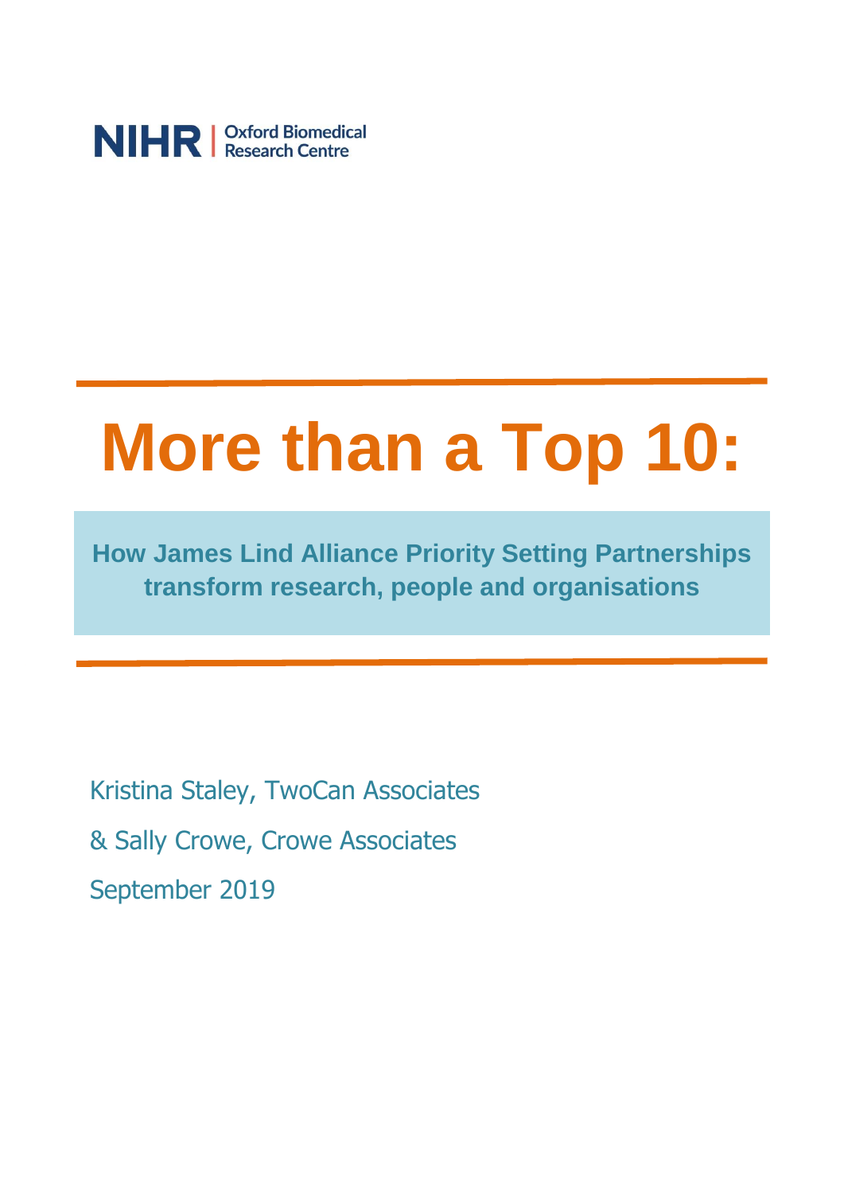NIHR | Oxford Biomedical Research Centre

# More than a Top 10:

## How James Lind Alliance Priority Setting Partnerships transform research, people and organisations

Kristina Staley, TwoCan Associates

& Sally Crowe, Crowe Associates

September 2019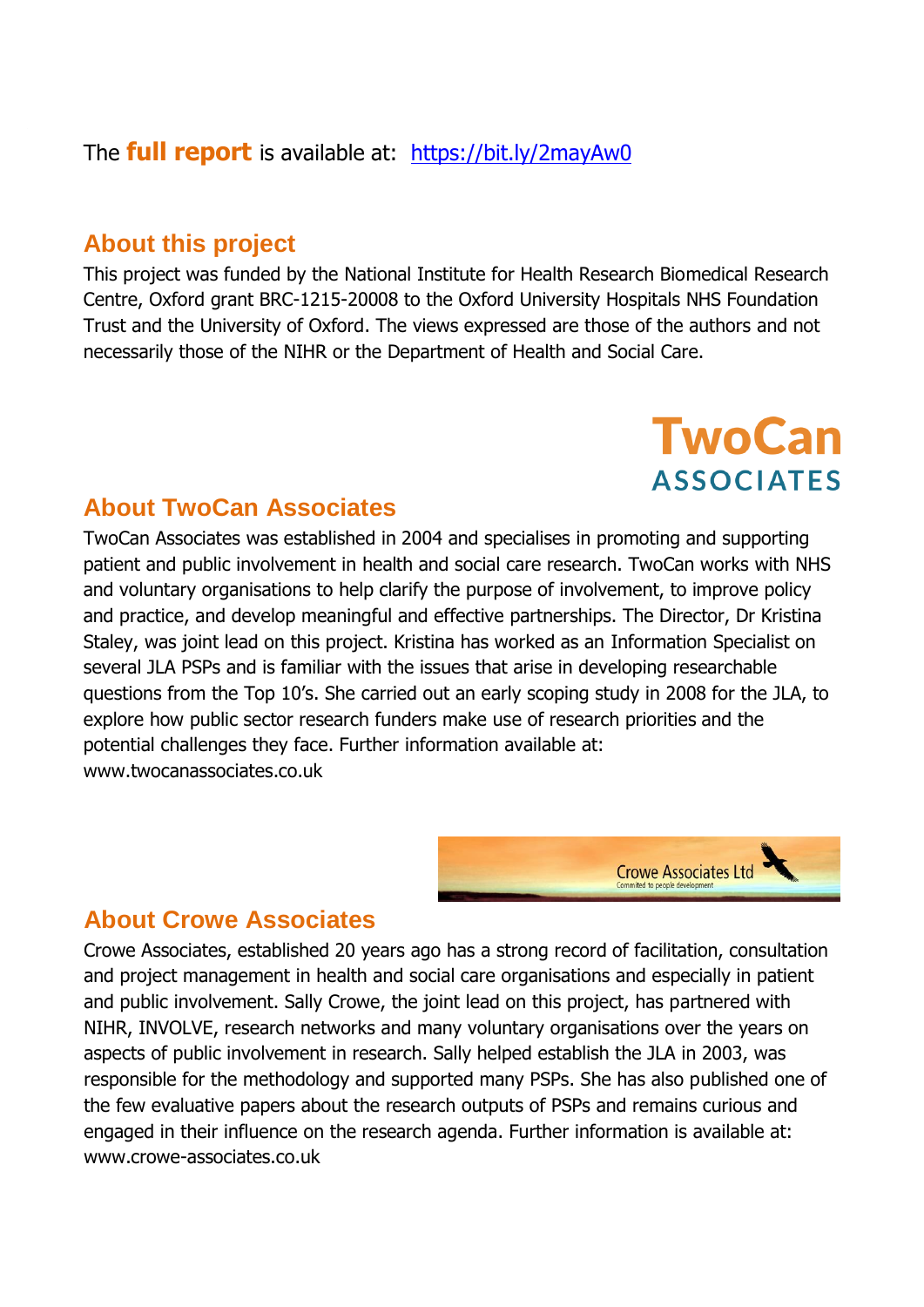The **full report** is available at: [https://bit.ly/2mayAw0](https://bit.ly/2mayAw0)

## About this project

This project was funded by the National Institute for Health Research Biomedical Research Centre, Oxford grant BRC-1215-20008 to the Oxford University Hospitals NHS Foundation Trust and the University of Oxford. The views expressed are those of the authors and not necessarily those of the NIHR or the Department of Health and Social Care.

TwoCan ASSOCIATES

## About TwoCan Associates

TwoCan Associates was established in 2004 and specialises in promoting and supporting patient and public involvement in health and social care research. TwoCan works with NHS and voluntary organisations to help clarify the purpose of involvement, to improve policy and practice, and develop meaningful and effective partnerships. The Director, Dr Kristina Staley, was joint lead on this project. Kristina has worked as an Information Specialist on several JLA PSPs and is familiar with the issues that arise in developing researchable questions from the Top 10's. She carried out an early scoping study in 2008 for the JLA, to explore how public sector research funders make use of research priorities and the potential challenges they face. Further information available at: www.twocanassociates.co.uk

Crowe Associates Ltd
Commited to people development

## About Crowe Associates

Crowe Associates, established 20 years ago has a strong record of facilitation, consultation and project management in health and social care organisations and especially in patient and public involvement. Sally Crowe, the joint lead on this project, has partnered with NIHR, INVOLVE, research networks and many voluntary organisations over the years on aspects of public involvement in research. Sally helped establish the JLA in 2003, was responsible for the methodology and supported many PSPs. She has also published one of the few evaluative papers about the research outputs of PSPs and remains curious and engaged in their influence on the research agenda. Further information is available at: www.crowe-associates.co.uk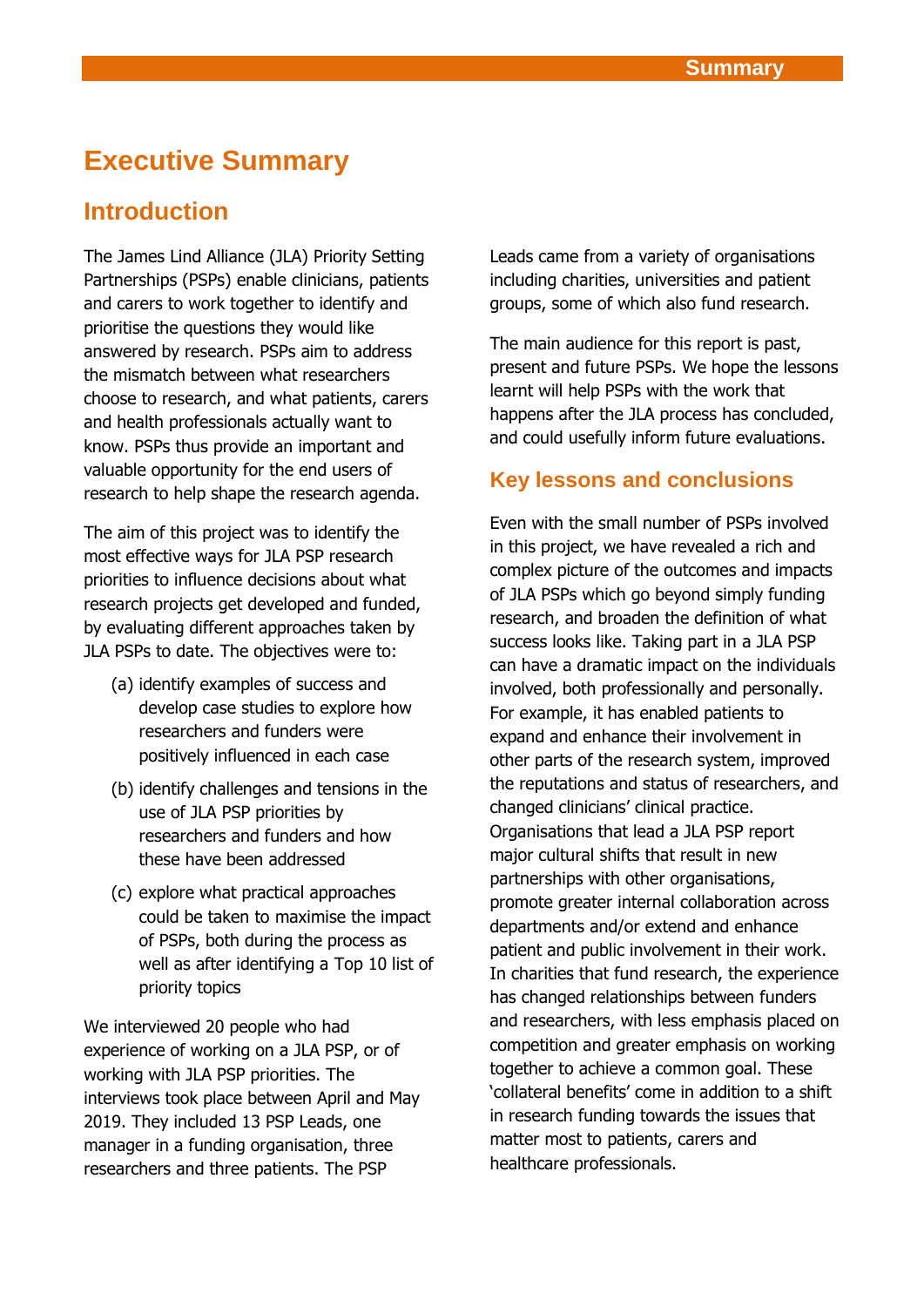# Executive Summary

## Introduction

The James Lind Alliance (JLA) Priority Setting Partnerships (PSPs) enable clinicians, patients and carers to work together to identify and prioritise the questions they would like answered by research. PSPs aim to address the mismatch between what researchers choose to research, and what patients, carers and health professionals actually want to know. PSPs thus provide an important and valuable opportunity for the end users of research to help shape the research agenda.

The aim of this project was to identify the most effective ways for JLA PSP research priorities to influence decisions about what research projects get developed and funded, by evaluating different approaches taken by JLA PSPs to date. The objectives were to:

(a) identify examples of success and develop case studies to explore how researchers and funders were positively influenced in each case

(b) identify challenges and tensions in the use of JLA PSP priorities by researchers and funders and how these have been addressed

(c) explore what practical approaches could be taken to maximise the impact of PSPs, both during the process as well as after identifying a Top 10 list of priority topics

We interviewed 20 people who had experience of working on a JLA PSP, or of working with JLA PSP priorities. The interviews took place between April and May 2019. They included 13 PSP Leads, one manager in a funding organisation, three researchers and three patients. The PSP Leads came from a variety of organisations including charities, universities and patient groups, some of which also fund research.

The main audience for this report is past, present and future PSPs. We hope the lessons learnt will help PSPs with the work that happens after the JLA process has concluded, and could usefully inform future evaluations.

## Key lessons and conclusions

Even with the small number of PSPs involved in this project, we have revealed a rich and complex picture of the outcomes and impacts of JLA PSPs which go beyond simply funding research, and broaden the definition of what success looks like. Taking part in a JLA PSP can have a dramatic impact on the individuals involved, both professionally and personally. For example, it has enabled patients to expand and enhance their involvement in other parts of the research system, improved the reputations and status of researchers, and changed clinicians' clinical practice. Organisations that lead a JLA PSP report major cultural shifts that result in new partnerships with other organisations, promote greater internal collaboration across departments and/or extend and enhance patient and public involvement in their work. In charities that fund research, the experience has changed relationships between funders and researchers, with less emphasis placed on competition and greater emphasis on working together to achieve a common goal. These 'collateral benefits' come in addition to a shift in research funding towards the issues that matter most to patients, carers and healthcare professionals.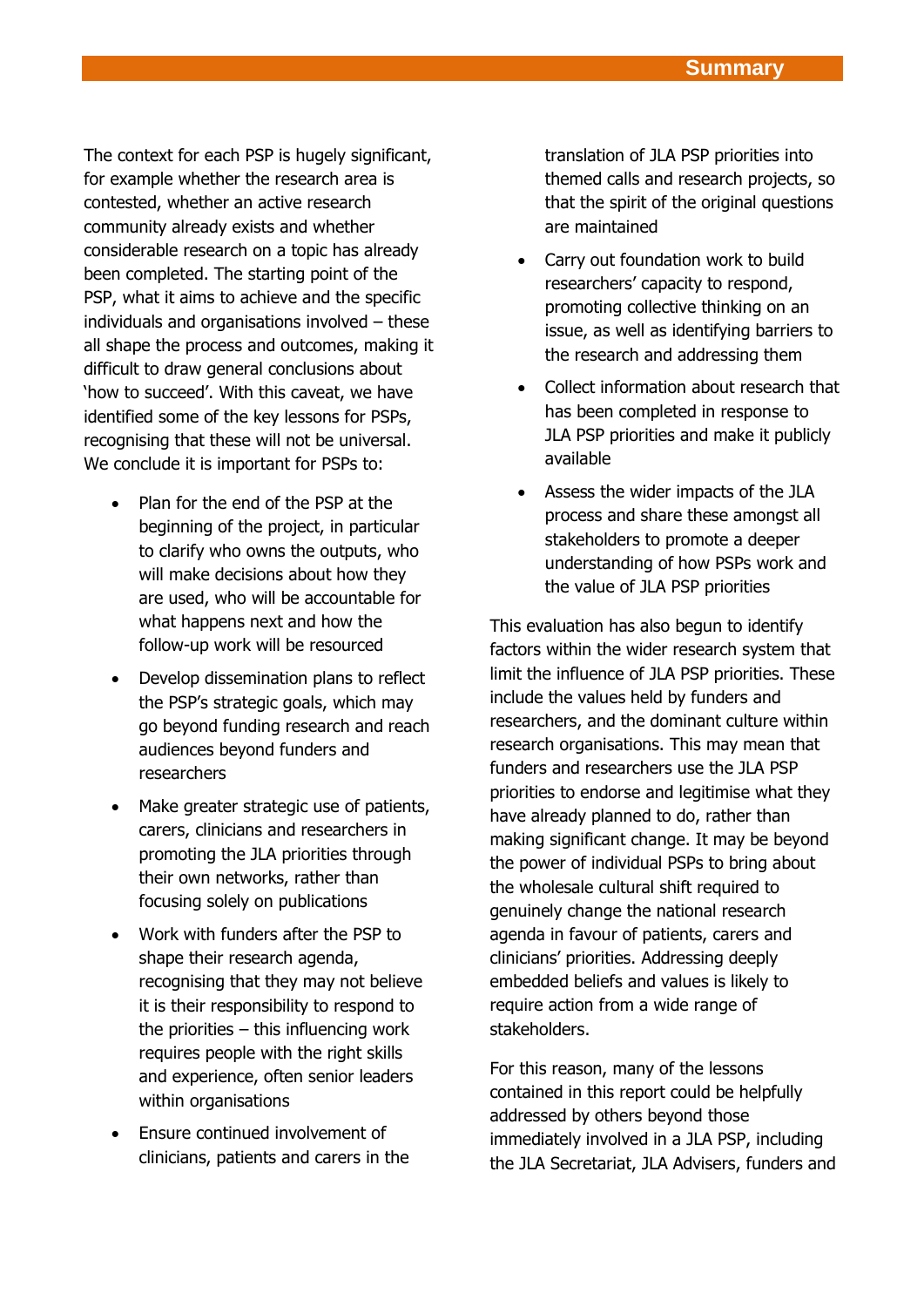The context for each PSP is hugely significant, for example whether the research area is contested, whether an active research community already exists and whether considerable research on a topic has already been completed. The starting point of the PSP, what it aims to achieve and the specific individuals and organisations involved – these all shape the process and outcomes, making it difficult to draw general conclusions about 'how to succeed'. With this caveat, we have identified some of the key lessons for PSPs, recognising that these will not be universal. We conclude it is important for PSPs to:

- Plan for the end of the PSP at the beginning of the project, in particular to clarify who owns the outputs, who will make decisions about how they are used, who will be accountable for what happens next and how the follow-up work will be resourced
- Develop dissemination plans to reflect the PSP's strategic goals, which may go beyond funding research and reach audiences beyond funders and researchers
- Make greater strategic use of patients, carers, clinicians and researchers in promoting the JLA priorities through their own networks, rather than focusing solely on publications
- Work with funders after the PSP to shape their research agenda, recognising that they may not believe it is their responsibility to respond to the priorities – this influencing work requires people with the right skills and experience, often senior leaders within organisations
- Ensure continued involvement of clinicians, patients and carers in the translation of JLA PSP priorities into themed calls and research projects, so that the spirit of the original questions are maintained
- Carry out foundation work to build researchers' capacity to respond, promoting collective thinking on an issue, as well as identifying barriers to the research and addressing them
- Collect information about research that has been completed in response to JLA PSP priorities and make it publicly available
- Assess the wider impacts of the JLA process and share these amongst all stakeholders to promote a deeper understanding of how PSPs work and the value of JLA PSP priorities

This evaluation has also begun to identify factors within the wider research system that limit the influence of JLA PSP priorities. These include the values held by funders and researchers, and the dominant culture within research organisations. This may mean that funders and researchers use the JLA PSP priorities to endorse and legitimise what they have already planned to do, rather than making significant change. It may be beyond the power of individual PSPs to bring about the wholesale cultural shift required to genuinely change the national research agenda in favour of patients, carers and clinicians' priorities. Addressing deeply embedded beliefs and values is likely to require action from a wide range of stakeholders.

For this reason, many of the lessons contained in this report could be helpfully addressed by others beyond those immediately involved in a JLA PSP, including the JLA Secretariat, JLA Advisers, funders and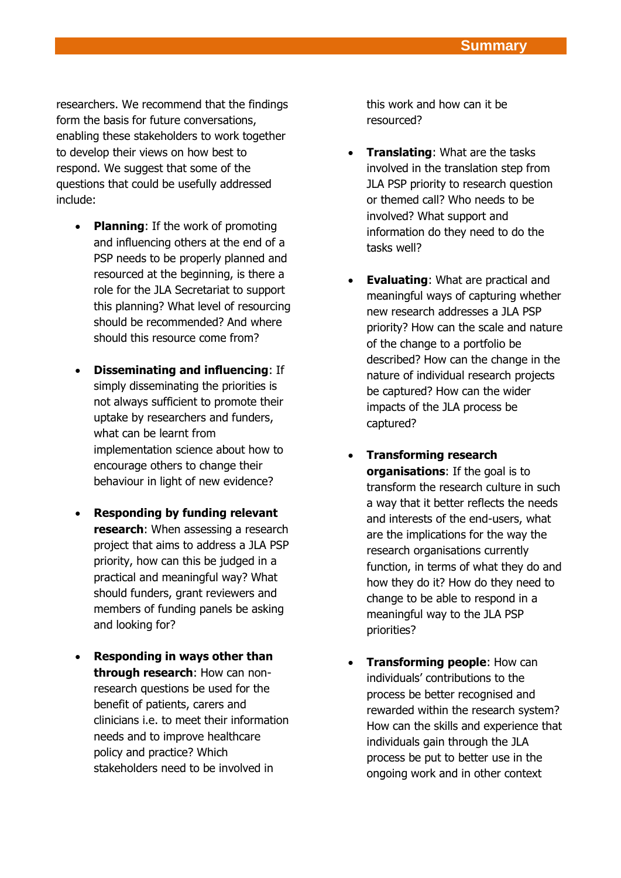researchers. We recommend that the findings form the basis for future conversations, enabling these stakeholders to work together to develop their views on how best to respond. We suggest that some of the questions that could be usefully addressed include:

- **Planning**: If the work of promoting and influencing others at the end of a PSP needs to be properly planned and resourced at the beginning, is there a role for the JLA Secretariat to support this planning? What level of resourcing should be recommended? And where should this resource come from?

- **Disseminating and influencing**: If simply disseminating the priorities is not always sufficient to promote their uptake by researchers and funders, what can be learnt from implementation science about how to encourage others to change their behaviour in light of new evidence?

- **Responding by funding relevant research**: When assessing a research project that aims to address a JLA PSP priority, how can this be judged in a practical and meaningful way? What should funders, grant reviewers and members of funding panels be asking and looking for?

- **Responding in ways other than through research**: How can non-research questions be used for the benefit of patients, carers and clinicians i.e. to meet their information needs and to improve healthcare policy and practice? Which stakeholders need to be involved in this work and how can it be resourced?

- **Translating**: What are the tasks involved in the translation step from JLA PSP priority to research question or themed call? Who needs to be involved? What support and information do they need to do the tasks well?

- **Evaluating**: What are practical and meaningful ways of capturing whether new research addresses a JLA PSP priority? How can the scale and nature of the change to a portfolio be described? How can the change in the nature of individual research projects be captured? How can the wider impacts of the JLA process be captured?

- **Transforming research organisations**: If the goal is to transform the research culture in such a way that it better reflects the needs and interests of the end-users, what are the implications for the way the research organisations currently function, in terms of what they do and how they do it? How do they need to change to be able to respond in a meaningful way to the JLA PSP priorities?

- **Transforming people**: How can individuals' contributions to the process be better recognised and rewarded within the research system? How can the skills and experience that individuals gain through the JLA process be put to better use in the ongoing work and in other context